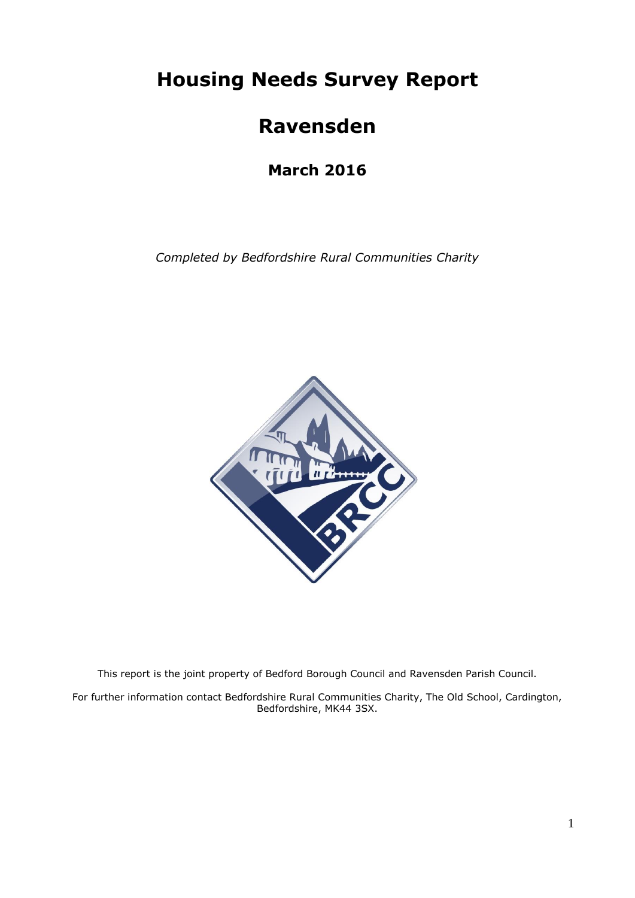# Housing Needs Survey Report

# Ravensden

## March 2016

*Completed by Bedfordshire Rural Communities Charity*

This report is the joint property of Bedford Borough Council and Ravensden Parish Council.

For further information contact Bedfordshire Rural Communities Charity, The Old School, Cardington, Bedfordshire, MK44 3SX.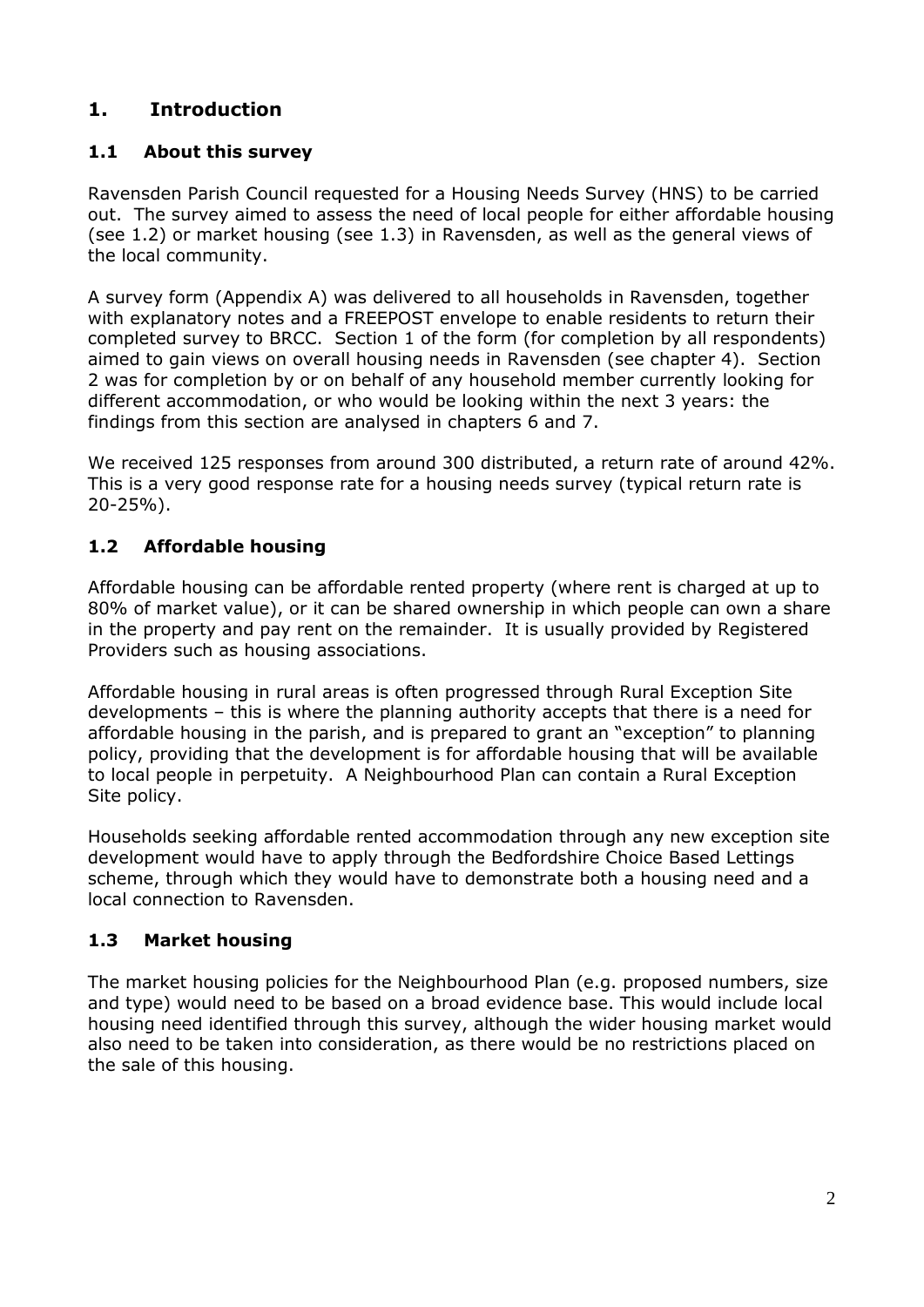# 1. Introduction

## 1.1 About this survey

Ravensden Parish Council requested for a Housing Needs Survey (HNS) to be carried out. The survey aimed to assess the need of local people for either affordable housing (see 1.2) or market housing (see 1.3) in Ravensden, as well as the general views of the local community.

A survey form (Appendix A) was delivered to all households in Ravensden, together with explanatory notes and a FREEPOST envelope to enable residents to return their completed survey to BRCC. Section 1 of the form (for completion by all respondents) aimed to gain views on overall housing needs in Ravensden (see chapter 4). Section 2 was for completion by or on behalf of any household member currently looking for different accommodation, or who would be looking within the next 3 years: the findings from this section are analysed in chapters 6 and 7.

We received 125 responses from around 300 distributed, a return rate of around 42%. This is a very good response rate for a housing needs survey (typical return rate is 20-25%).

## 1.2 Affordable housing

Affordable housing can be affordable rented property (where rent is charged at up to 80% of market value), or it can be shared ownership in which people can own a share in the property and pay rent on the remainder. It is usually provided by Registered Providers such as housing associations.

Affordable housing in rural areas is often progressed through Rural Exception Site developments – this is where the planning authority accepts that there is a need for affordable housing in the parish, and is prepared to grant an "exception" to planning policy, providing that the development is for affordable housing that will be available to local people in perpetuity. A Neighbourhood Plan can contain a Rural Exception Site policy.

Households seeking affordable rented accommodation through any new exception site development would have to apply through the Bedfordshire Choice Based Lettings scheme, through which they would have to demonstrate both a housing need and a local connection to Ravensden.

## 1.3 Market housing

The market housing policies for the Neighbourhood Plan (e.g. proposed numbers, size and type) would need to be based on a broad evidence base. This would include local housing need identified through this survey, although the wider housing market would also need to be taken into consideration, as there would be no restrictions placed on the sale of this housing.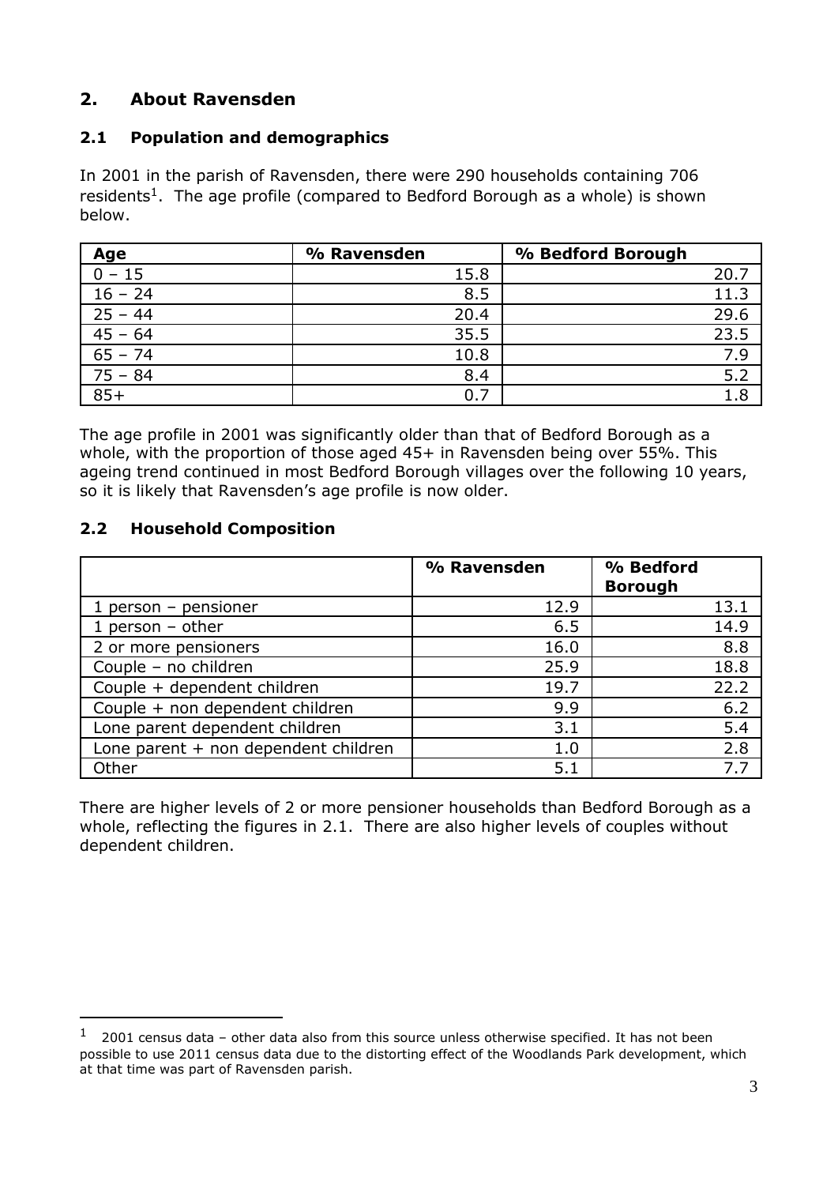## 2. About Ravensden

### 2.1 Population and demographics

In 2001 in the parish of Ravensden, there were 290 households containing 706 residents[1]. The age profile (compared to Bedford Borough as a whole) is shown below.

| Age | % Ravensden | % Bedford Borough |
|---|---|---|
| 0 – 15 | 15.8 | 20.7 |
| 16 – 24 | 8.5 | 11.3 |
| 25 – 44 | 20.4 | 29.6 |
| 45 – 64 | 35.5 | 23.5 |
| 65 – 74 | 10.8 | 7.9 |
| 75 – 84 | 8.4 | 5.2 |
| 85+ | 0.7 | 1.8 |

The age profile in 2001 was significantly older than that of Bedford Borough as a whole, with the proportion of those aged 45+ in Ravensden being over 55%. This ageing trend continued in most Bedford Borough villages over the following 10 years, so it is likely that Ravensden's age profile is now older.

### 2.2 Household Composition

| | % Ravensden | % Bedford Borough |
|---|---|---|
| 1 person – pensioner | 12.9 | 13.1 |
| 1 person – other | 6.5 | 14.9 |
| 2 or more pensioners | 16.0 | 8.8 |
| Couple – no children | 25.9 | 18.8 |
| Couple + dependent children | 19.7 | 22.2 |
| Couple + non dependent children | 9.9 | 6.2 |
| Lone parent dependent children | 3.1 | 5.4 |
| Lone parent + non dependent children | 1.0 | 2.8 |
| Other | 5.1 | 7.7 |

There are higher levels of 2 or more pensioner households than Bedford Borough as a whole, reflecting the figures in 2.1. There are also higher levels of couples without dependent children.

[1] 2001 census data – other data also from this source unless otherwise specified. It has not been possible to use 2011 census data due to the distorting effect of the Woodlands Park development, which at that time was part of Ravensden parish.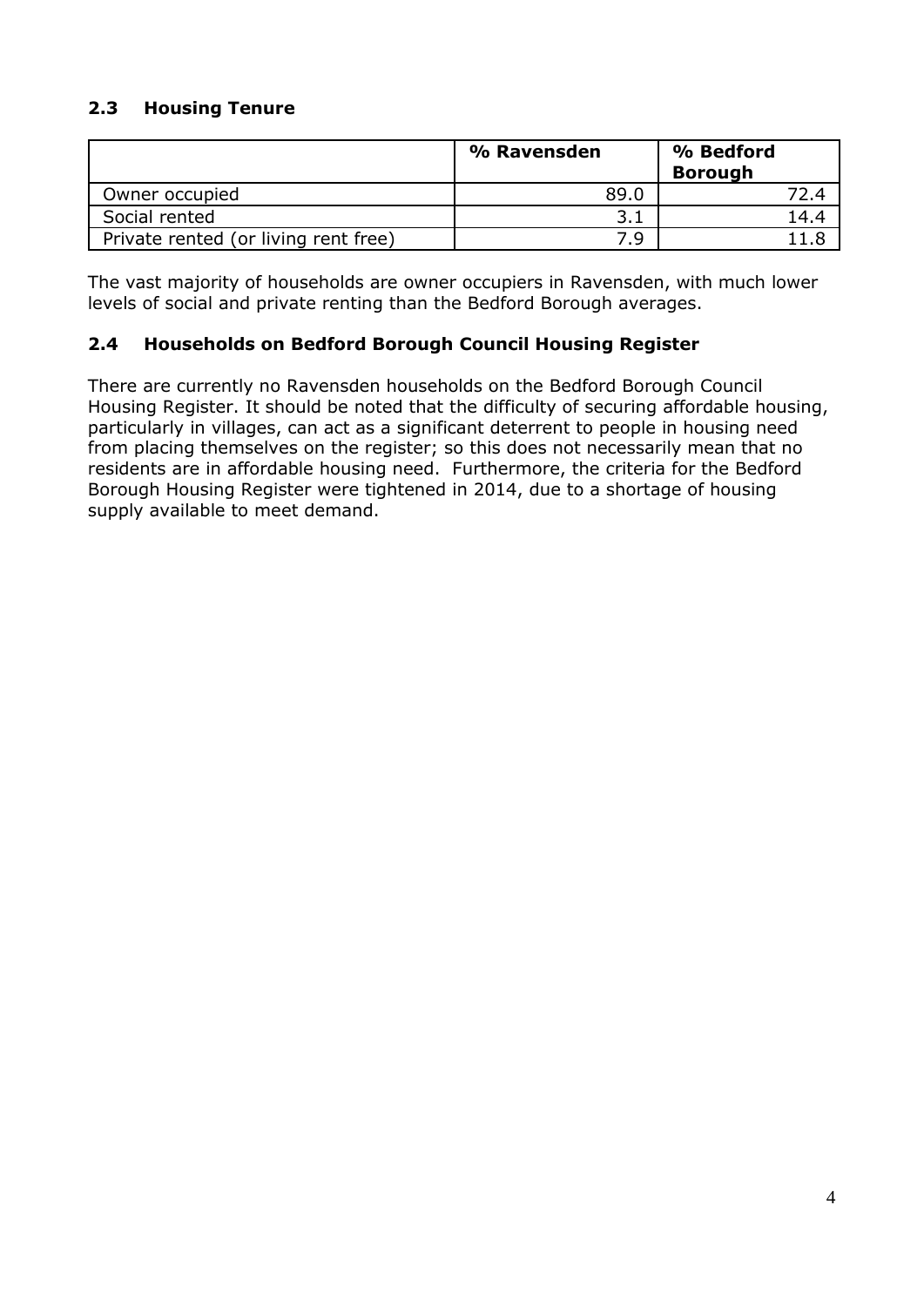## 2.3 Housing Tenure

| | % Ravensden | % Bedford Borough |
|---|---|---|
| Owner occupied | 89.0 | 72.4 |
| Social rented | 3.1 | 14.4 |
| Private rented (or living rent free) | 7.9 | 11.8 |

The vast majority of households are owner occupiers in Ravensden, with much lower levels of social and private renting than the Bedford Borough averages.

## 2.4 Households on Bedford Borough Council Housing Register

There are currently no Ravensden households on the Bedford Borough Council Housing Register. It should be noted that the difficulty of securing affordable housing, particularly in villages, can act as a significant deterrent to people in housing need from placing themselves on the register; so this does not necessarily mean that no residents are in affordable housing need. Furthermore, the criteria for the Bedford Borough Housing Register were tightened in 2014, due to a shortage of housing supply available to meet demand.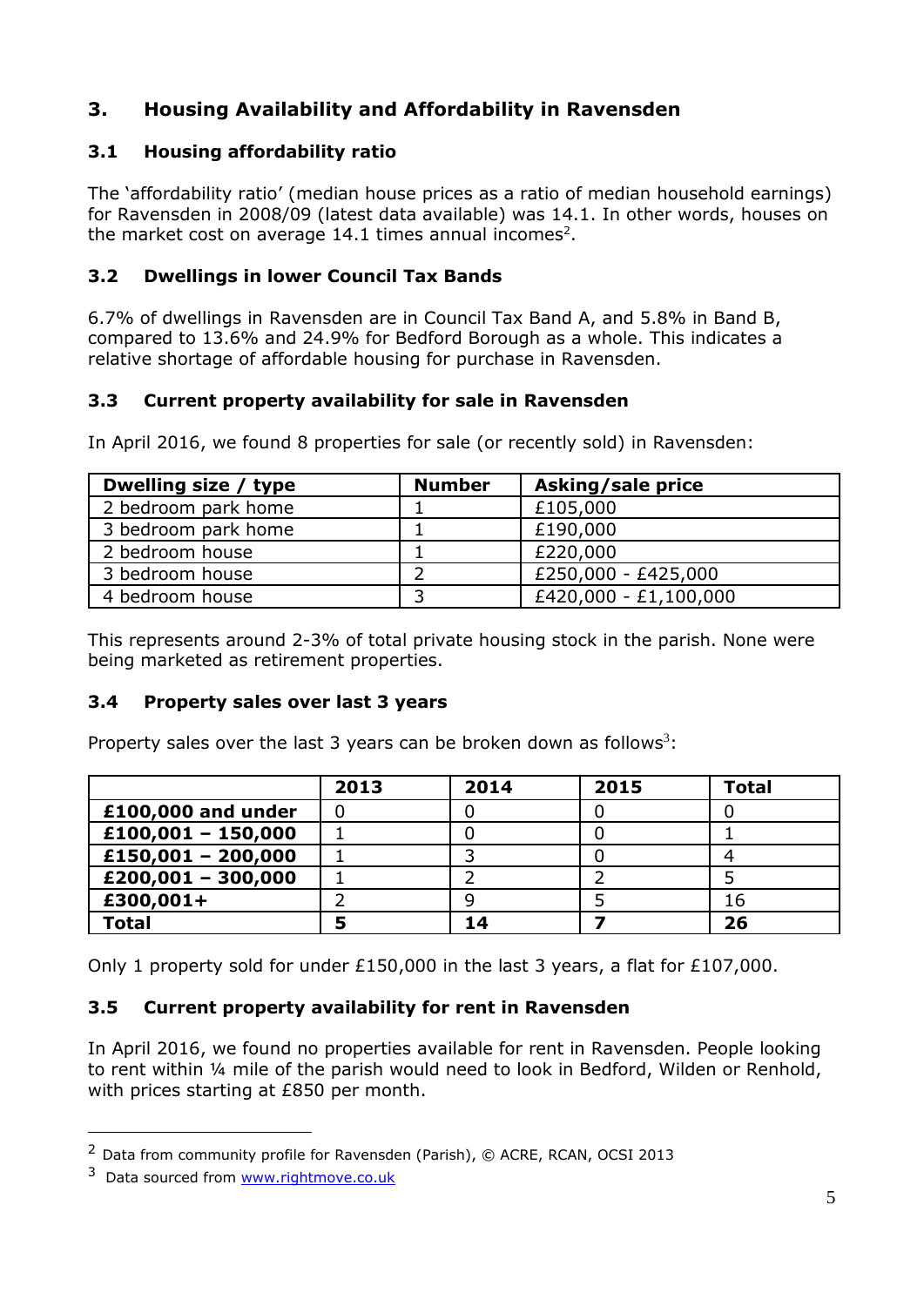## 3. Housing Availability and Affordability in Ravensden

### 3.1 Housing affordability ratio

The 'affordability ratio' (median house prices as a ratio of median household earnings) for Ravensden in 2008/09 (latest data available) was 14.1. In other words, houses on the market cost on average 14.1 times annual incomes[2].

### 3.2 Dwellings in lower Council Tax Bands

6.7% of dwellings in Ravensden are in Council Tax Band A, and 5.8% in Band B, compared to 13.6% and 24.9% for Bedford Borough as a whole. This indicates a relative shortage of affordable housing for purchase in Ravensden.

### 3.3 Current property availability for sale in Ravensden

In April 2016, we found 8 properties for sale (or recently sold) in Ravensden:

| Dwelling size / type | Number | Asking/sale price |
|---|---|---|
| 2 bedroom park home | 1 | £105,000 |
| 3 bedroom park home | 1 | £190,000 |
| 2 bedroom house | 1 | £220,000 |
| 3 bedroom house | 2 | £250,000 - £425,000 |
| 4 bedroom house | 3 | £420,000 - £1,100,000 |

This represents around 2-3% of total private housing stock in the parish. None were being marketed as retirement properties.

### 3.4 Property sales over last 3 years

Property sales over the last 3 years can be broken down as follows[3]:

| | 2013 | 2014 | 2015 | Total |
|---|---|---|---|---|
| **£100,000 and under** | 0 | 0 | 0 | 0 |
| **£100,001 – 150,000** | 1 | 0 | 0 | 1 |
| **£150,001 – 200,000** | 1 | 3 | 0 | 4 |
| **£200,001 – 300,000** | 1 | 2 | 2 | 5 |
| **£300,001+** | 2 | 9 | 5 | 16 |
| **Total** | **5** | **14** | **7** | **26** |

Only 1 property sold for under £150,000 in the last 3 years, a flat for £107,000.

### 3.5 Current property availability for rent in Ravensden

In April 2016, we found no properties available for rent in Ravensden. People looking to rent within ¼ mile of the parish would need to look in Bedford, Wilden or Renhold, with prices starting at £850 per month.

---

[2] Data from community profile for Ravensden (Parish), © ACRE, RCAN, OCSI 2013

[3] Data sourced from www.rightmove.co.uk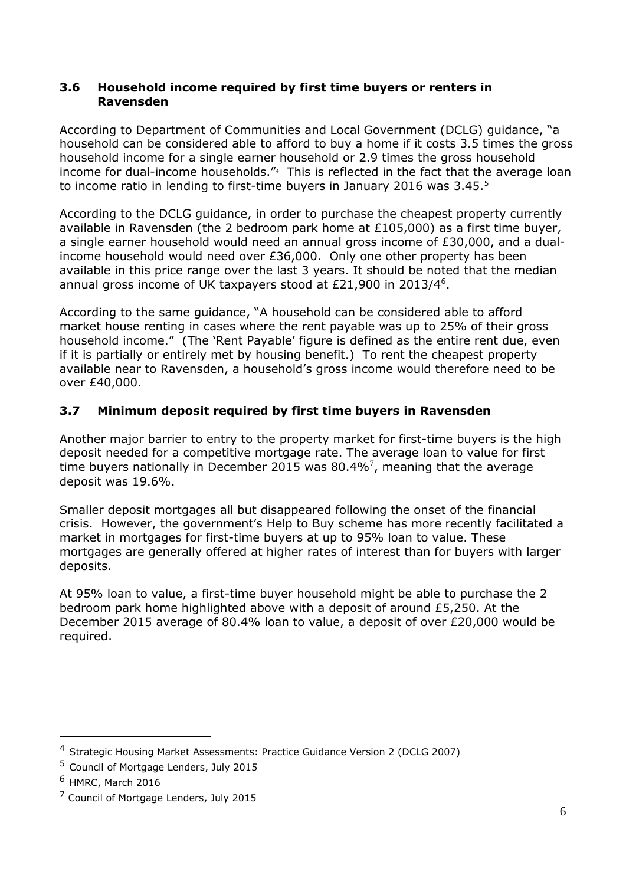### 3.6 Household income required by first time buyers or renters in Ravensden

According to Department of Communities and Local Government (DCLG) guidance, "a household can be considered able to afford to buy a home if it costs 3.5 times the gross household income for a single earner household or 2.9 times the gross household income for dual-income households."[4] This is reflected in the fact that the average loan to income ratio in lending to first-time buyers in January 2016 was 3.45.[5]

According to the DCLG guidance, in order to purchase the cheapest property currently available in Ravensden (the 2 bedroom park home at £105,000) as a first time buyer, a single earner household would need an annual gross income of £30,000, and a dual-income household would need over £36,000. Only one other property has been available in this price range over the last 3 years. It should be noted that the median annual gross income of UK taxpayers stood at £21,900 in 2013/4[6].

According to the same guidance, "A household can be considered able to afford market house renting in cases where the rent payable was up to 25% of their gross household income." (The 'Rent Payable' figure is defined as the entire rent due, even if it is partially or entirely met by housing benefit.) To rent the cheapest property available near to Ravensden, a household's gross income would therefore need to be over £40,000.

### 3.7 Minimum deposit required by first time buyers in Ravensden

Another major barrier to entry to the property market for first-time buyers is the high deposit needed for a competitive mortgage rate. The average loan to value for first time buyers nationally in December 2015 was 80.4%[7], meaning that the average deposit was 19.6%.

Smaller deposit mortgages all but disappeared following the onset of the financial crisis. However, the government's Help to Buy scheme has more recently facilitated a market in mortgages for first-time buyers at up to 95% loan to value. These mortgages are generally offered at higher rates of interest than for buyers with larger deposits.

At 95% loan to value, a first-time buyer household might be able to purchase the 2 bedroom park home highlighted above with a deposit of around £5,250. At the December 2015 average of 80.4% loan to value, a deposit of over £20,000 would be required.

---

[4] Strategic Housing Market Assessments: Practice Guidance Version 2 (DCLG 2007)

[5] Council of Mortgage Lenders, July 2015

[6] HMRC, March 2016

[7] Council of Mortgage Lenders, July 2015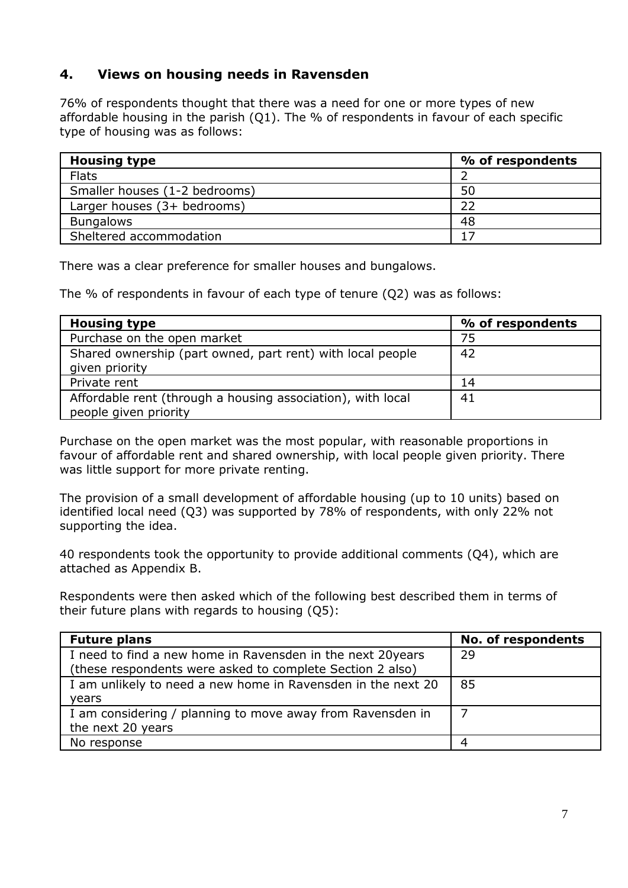## 4. Views on housing needs in Ravensden

76% of respondents thought that there was a need for one or more types of new affordable housing in the parish (Q1). The % of respondents in favour of each specific type of housing was as follows:

| Housing type | % of respondents |
| --- | --- |
| Flats | 2 |
| Smaller houses (1-2 bedrooms) | 50 |
| Larger houses (3+ bedrooms) | 22 |
| Bungalows | 48 |
| Sheltered accommodation | 17 |

There was a clear preference for smaller houses and bungalows.

The % of respondents in favour of each type of tenure (Q2) was as follows:

| Housing type | % of respondents |
| --- | --- |
| Purchase on the open market | 75 |
| Shared ownership (part owned, part rent) with local people given priority | 42 |
| Private rent | 14 |
| Affordable rent (through a housing association), with local people given priority | 41 |

Purchase on the open market was the most popular, with reasonable proportions in favour of affordable rent and shared ownership, with local people given priority. There was little support for more private renting.

The provision of a small development of affordable housing (up to 10 units) based on identified local need (Q3) was supported by 78% of respondents, with only 22% not supporting the idea.

40 respondents took the opportunity to provide additional comments (Q4), which are attached as Appendix B.

Respondents were then asked which of the following best described them in terms of their future plans with regards to housing (Q5):

| Future plans | No. of respondents |
| --- | --- |
| I need to find a new home in Ravensden in the next 20years (these respondents were asked to complete Section 2 also) | 29 |
| I am unlikely to need a new home in Ravensden in the next 20 years | 85 |
| I am considering / planning to move away from Ravensden in the next 20 years | 7 |
| No response | 4 |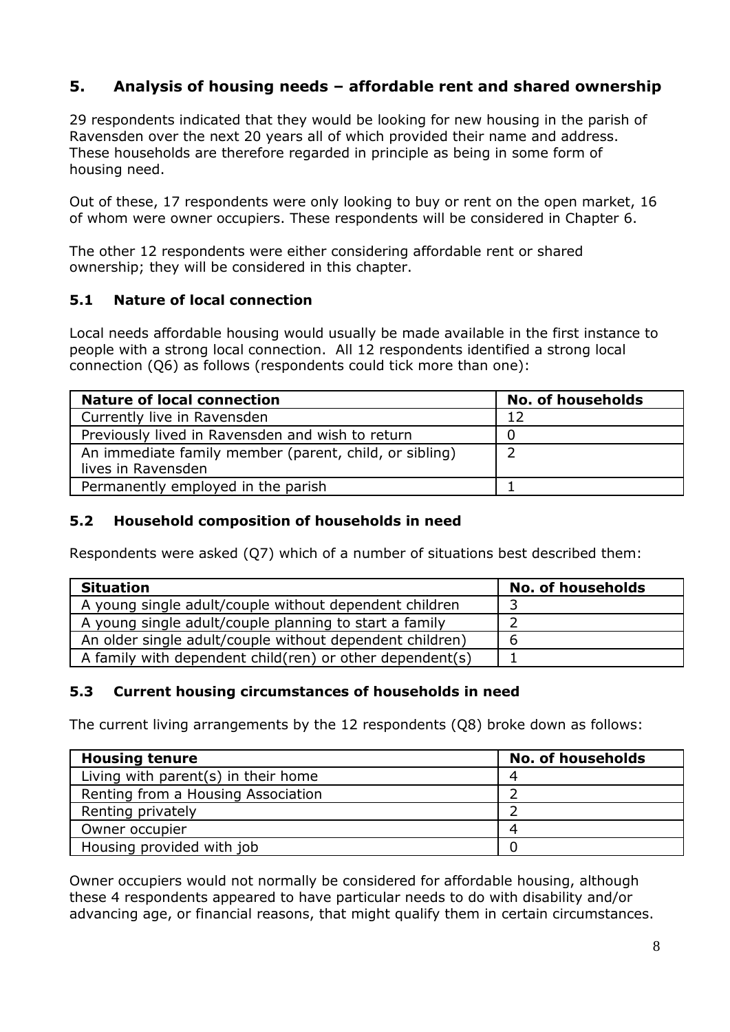## 5. Analysis of housing needs – affordable rent and shared ownership

29 respondents indicated that they would be looking for new housing in the parish of Ravensden over the next 20 years all of which provided their name and address. These households are therefore regarded in principle as being in some form of housing need.

Out of these, 17 respondents were only looking to buy or rent on the open market, 16 of whom were owner occupiers. These respondents will be considered in Chapter 6.

The other 12 respondents were either considering affordable rent or shared ownership; they will be considered in this chapter.

### 5.1 Nature of local connection

Local needs affordable housing would usually be made available in the first instance to people with a strong local connection. All 12 respondents identified a strong local connection (Q6) as follows (respondents could tick more than one):

| Nature of local connection | No. of households |
|---|---|
| Currently live in Ravensden | 12 |
| Previously lived in Ravensden and wish to return | 0 |
| An immediate family member (parent, child, or sibling) lives in Ravensden | 2 |
| Permanently employed in the parish | 1 |

### 5.2 Household composition of households in need

Respondents were asked (Q7) which of a number of situations best described them:

| Situation | No. of households |
|---|---|
| A young single adult/couple without dependent children | 3 |
| A young single adult/couple planning to start a family | 2 |
| An older single adult/couple without dependent children) | 6 |
| A family with dependent child(ren) or other dependent(s) | 1 |

### 5.3 Current housing circumstances of households in need

The current living arrangements by the 12 respondents (Q8) broke down as follows:

| Housing tenure | No. of households |
|---|---|
| Living with parent(s) in their home | 4 |
| Renting from a Housing Association | 2 |
| Renting privately | 2 |
| Owner occupier | 4 |
| Housing provided with job | 0 |

Owner occupiers would not normally be considered for affordable housing, although these 4 respondents appeared to have particular needs to do with disability and/or advancing age, or financial reasons, that might qualify them in certain circumstances.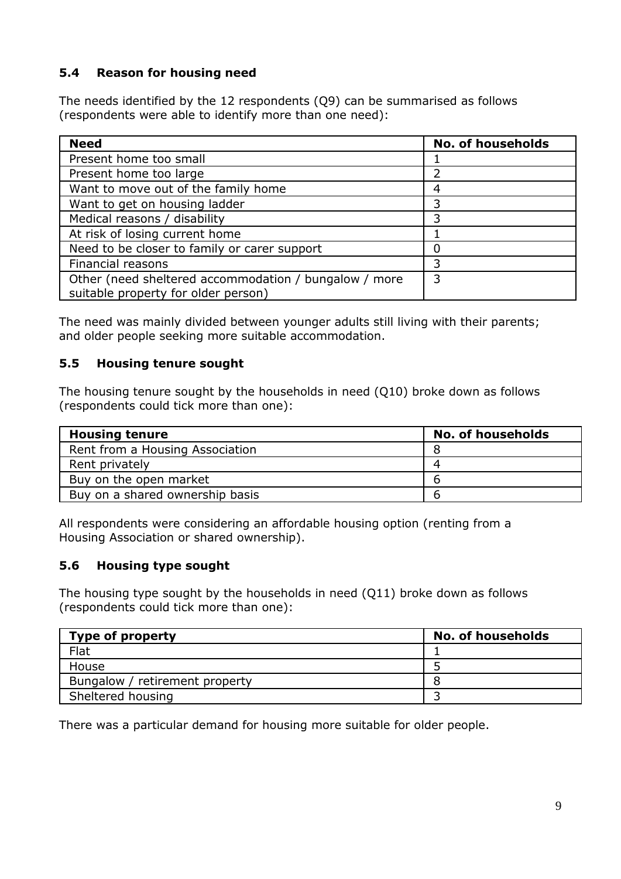### 5.4 Reason for housing need

The needs identified by the 12 respondents (Q9) can be summarised as follows (respondents were able to identify more than one need):

| Need | No. of households |
| --- | --- |
| Present home too small | 1 |
| Present home too large | 2 |
| Want to move out of the family home | 4 |
| Want to get on housing ladder | 3 |
| Medical reasons / disability | 3 |
| At risk of losing current home | 1 |
| Need to be closer to family or carer support | 0 |
| Financial reasons | 3 |
| Other (need sheltered accommodation / bungalow / more suitable property for older person) | 3 |

The need was mainly divided between younger adults still living with their parents; and older people seeking more suitable accommodation.

### 5.5 Housing tenure sought

The housing tenure sought by the households in need (Q10) broke down as follows (respondents could tick more than one):

| Housing tenure | No. of households |
| --- | --- |
| Rent from a Housing Association | 8 |
| Rent privately | 4 |
| Buy on the open market | 6 |
| Buy on a shared ownership basis | 6 |

All respondents were considering an affordable housing option (renting from a Housing Association or shared ownership).

### 5.6 Housing type sought

The housing type sought by the households in need (Q11) broke down as follows (respondents could tick more than one):

| Type of property | No. of households |
| --- | --- |
| Flat | 1 |
| House | 5 |
| Bungalow / retirement property | 8 |
| Sheltered housing | 3 |

There was a particular demand for housing more suitable for older people.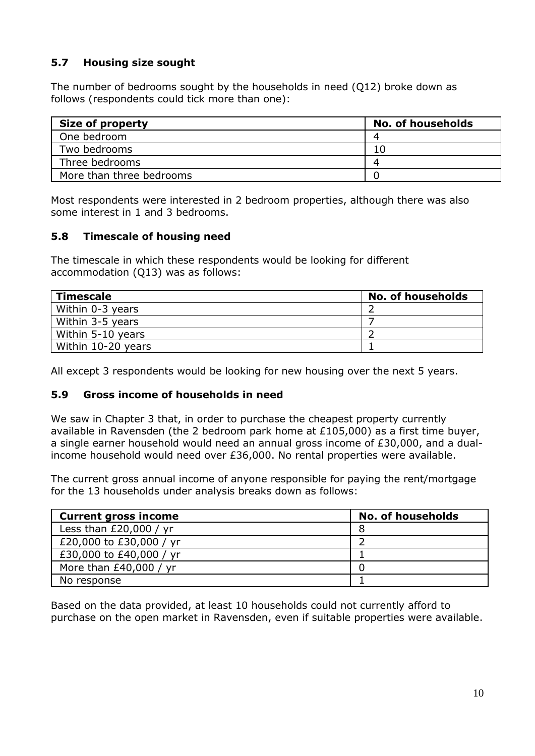### 5.7 Housing size sought

The number of bedrooms sought by the households in need (Q12) broke down as follows (respondents could tick more than one):

| Size of property | No. of households |
|---|---|
| One bedroom | 4 |
| Two bedrooms | 10 |
| Three bedrooms | 4 |
| More than three bedrooms | 0 |

Most respondents were interested in 2 bedroom properties, although there was also some interest in 1 and 3 bedrooms.

### 5.8 Timescale of housing need

The timescale in which these respondents would be looking for different accommodation (Q13) was as follows:

| Timescale | No. of households |
|---|---|
| Within 0-3 years | 2 |
| Within 3-5 years | 7 |
| Within 5-10 years | 2 |
| Within 10-20 years | 1 |

All except 3 respondents would be looking for new housing over the next 5 years.

### 5.9 Gross income of households in need

We saw in Chapter 3 that, in order to purchase the cheapest property currently available in Ravensden (the 2 bedroom park home at £105,000) as a first time buyer, a single earner household would need an annual gross income of £30,000, and a dual-income household would need over £36,000. No rental properties were available.

The current gross annual income of anyone responsible for paying the rent/mortgage for the 13 households under analysis breaks down as follows:

| Current gross income | No. of households |
|---|---|
| Less than £20,000 / yr | 8 |
| £20,000 to £30,000 / yr | 2 |
| £30,000 to £40,000 / yr | 1 |
| More than £40,000 / yr | 0 |
| No response | 1 |

Based on the data provided, at least 10 households could not currently afford to purchase on the open market in Ravensden, even if suitable properties were available.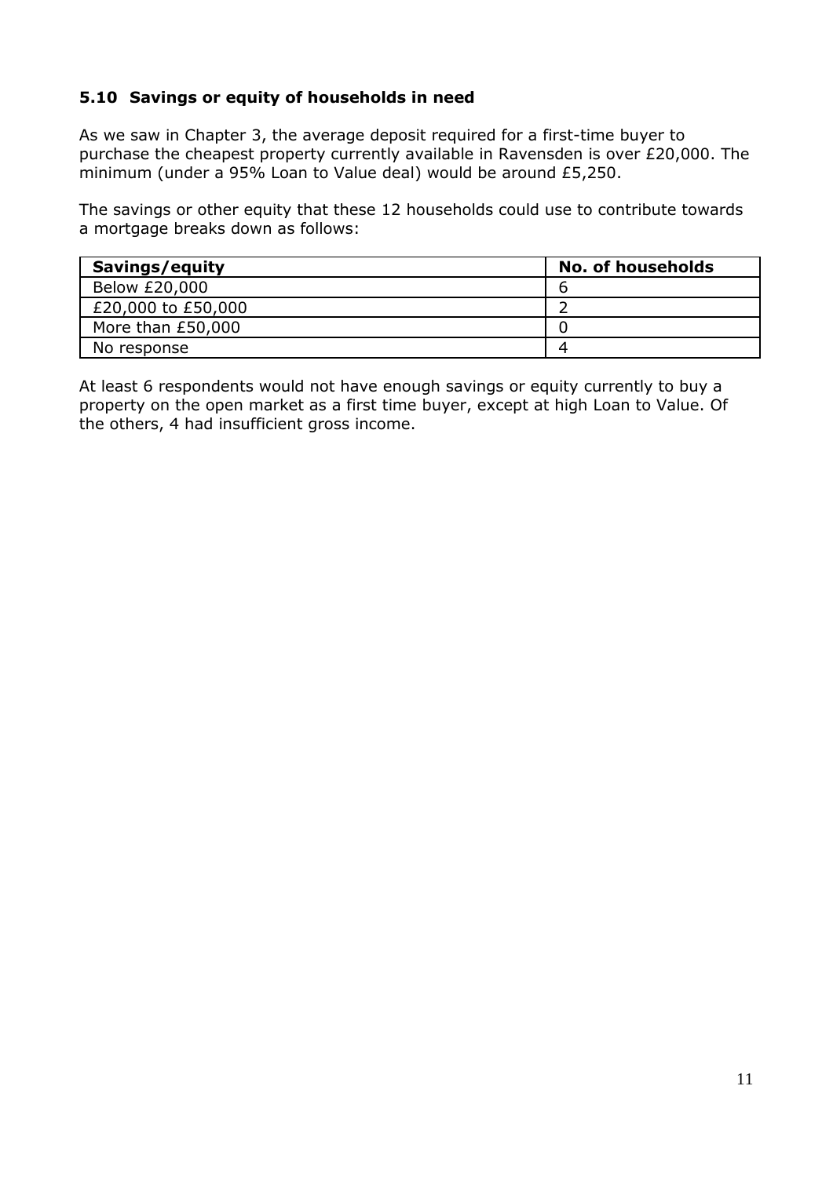### 5.10 Savings or equity of households in need

As we saw in Chapter 3, the average deposit required for a first-time buyer to purchase the cheapest property currently available in Ravensden is over £20,000. The minimum (under a 95% Loan to Value deal) would be around £5,250.

The savings or other equity that these 12 households could use to contribute towards a mortgage breaks down as follows:

| Savings/equity | No. of households |
|---|---|
| Below £20,000 | 6 |
| £20,000 to £50,000 | 2 |
| More than £50,000 | 0 |
| No response | 4 |

At least 6 respondents would not have enough savings or equity currently to buy a property on the open market as a first time buyer, except at high Loan to Value. Of the others, 4 had insufficient gross income.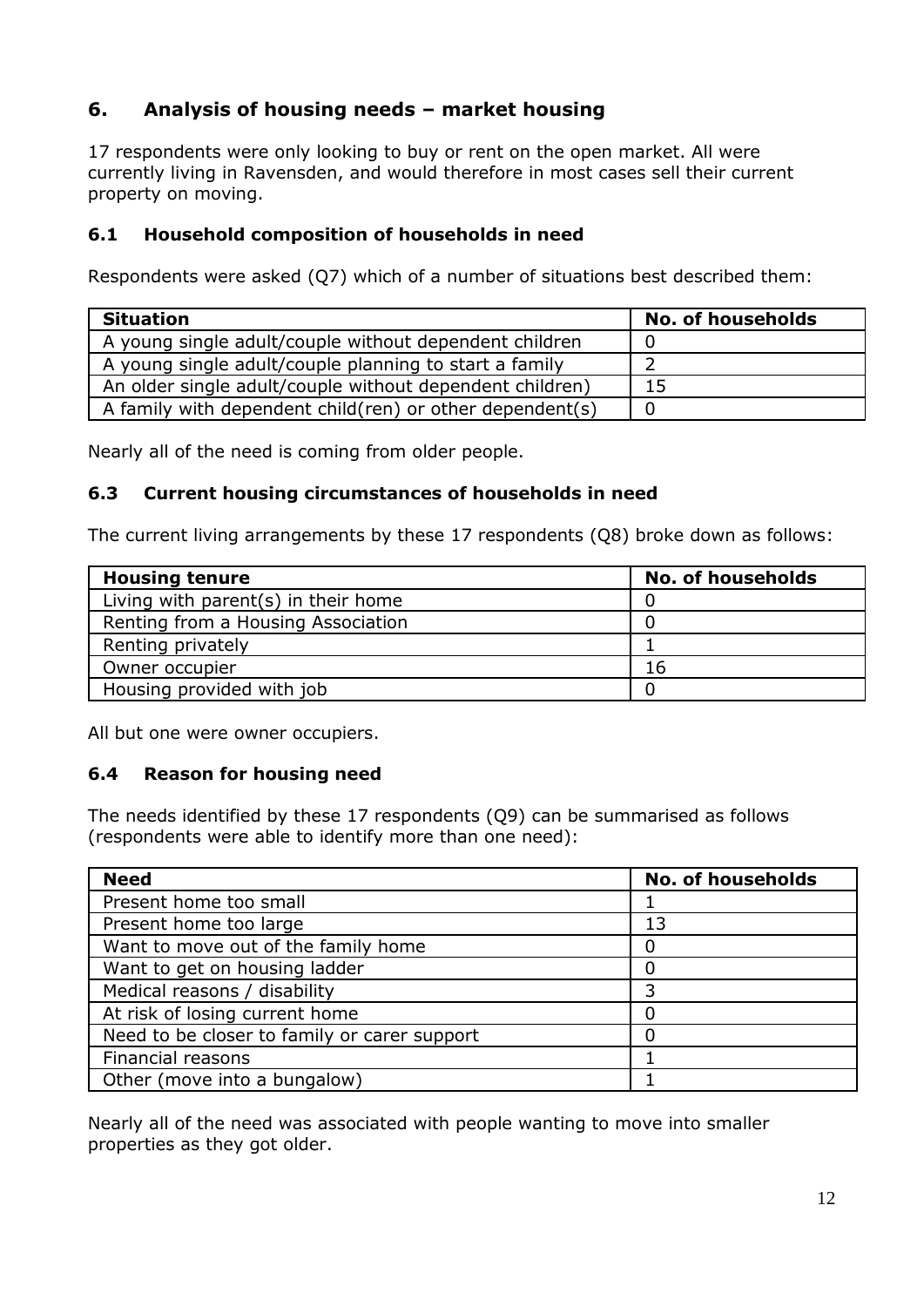## 6. Analysis of housing needs – market housing

17 respondents were only looking to buy or rent on the open market. All were currently living in Ravensden, and would therefore in most cases sell their current property on moving.

### 6.1 Household composition of households in need

Respondents were asked (Q7) which of a number of situations best described them:

| Situation | No. of households |
|---|---|
| A young single adult/couple without dependent children | 0 |
| A young single adult/couple planning to start a family | 2 |
| An older single adult/couple without dependent children) | 15 |
| A family with dependent child(ren) or other dependent(s) | 0 |

Nearly all of the need is coming from older people.

### 6.3 Current housing circumstances of households in need

The current living arrangements by these 17 respondents (Q8) broke down as follows:

| Housing tenure | No. of households |
|---|---|
| Living with parent(s) in their home | 0 |
| Renting from a Housing Association | 0 |
| Renting privately | 1 |
| Owner occupier | 16 |
| Housing provided with job | 0 |

All but one were owner occupiers.

### 6.4 Reason for housing need

The needs identified by these 17 respondents (Q9) can be summarised as follows (respondents were able to identify more than one need):

| Need | No. of households |
|---|---|
| Present home too small | 1 |
| Present home too large | 13 |
| Want to move out of the family home | 0 |
| Want to get on housing ladder | 0 |
| Medical reasons / disability | 3 |
| At risk of losing current home | 0 |
| Need to be closer to family or carer support | 0 |
| Financial reasons | 1 |
| Other (move into a bungalow) | 1 |

Nearly all of the need was associated with people wanting to move into smaller properties as they got older.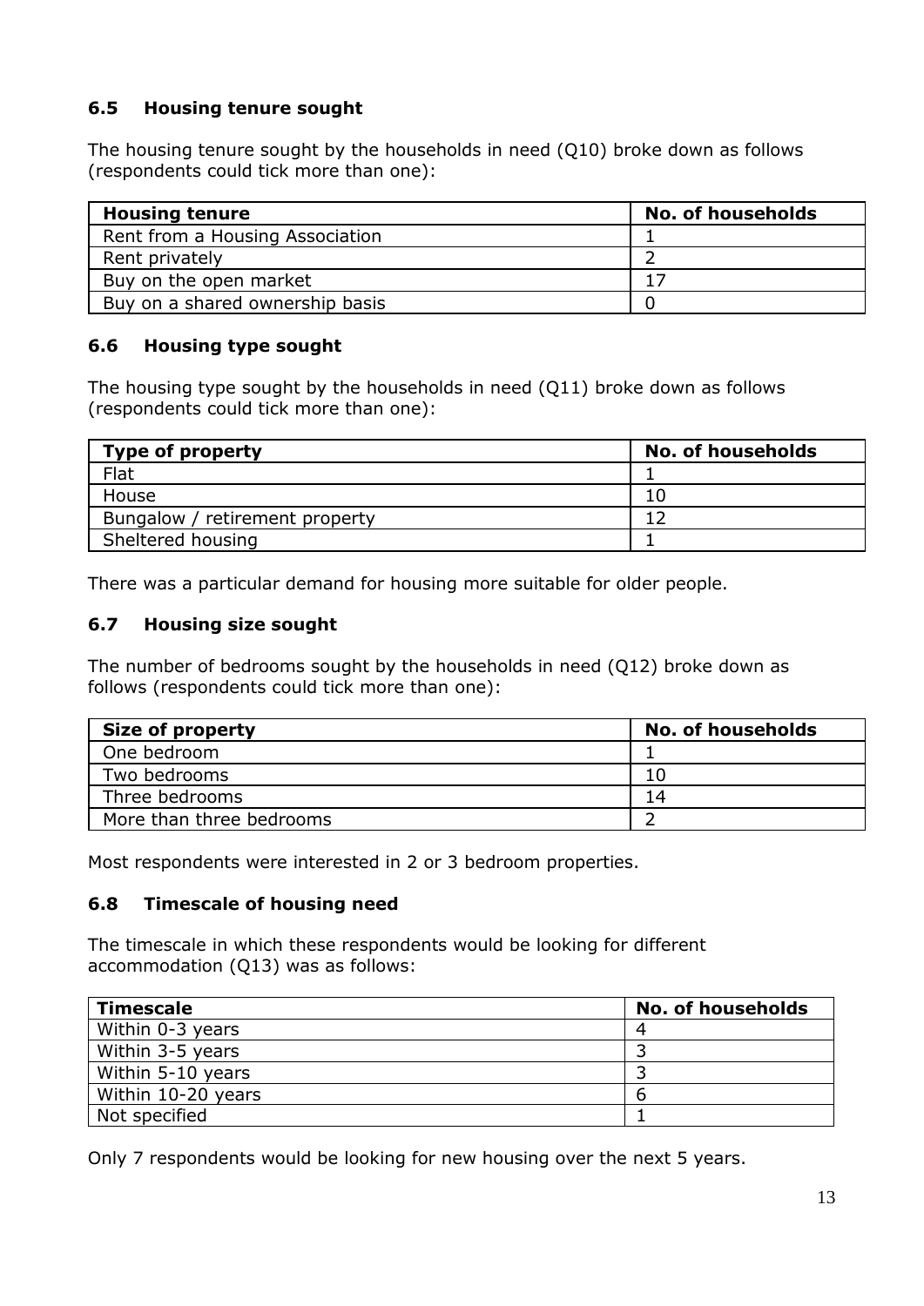### 6.5 Housing tenure sought

The housing tenure sought by the households in need (Q10) broke down as follows (respondents could tick more than one):

| Housing tenure | No. of households |
| --- | --- |
| Rent from a Housing Association | 1 |
| Rent privately | 2 |
| Buy on the open market | 17 |
| Buy on a shared ownership basis | 0 |

### 6.6 Housing type sought

The housing type sought by the households in need (Q11) broke down as follows (respondents could tick more than one):

| Type of property | No. of households |
| --- | --- |
| Flat | 1 |
| House | 10 |
| Bungalow / retirement property | 12 |
| Sheltered housing | 1 |

There was a particular demand for housing more suitable for older people.

### 6.7 Housing size sought

The number of bedrooms sought by the households in need (Q12) broke down as follows (respondents could tick more than one):

| Size of property | No. of households |
| --- | --- |
| One bedroom | 1 |
| Two bedrooms | 10 |
| Three bedrooms | 14 |
| More than three bedrooms | 2 |

Most respondents were interested in 2 or 3 bedroom properties.

### 6.8 Timescale of housing need

The timescale in which these respondents would be looking for different accommodation (Q13) was as follows:

| Timescale | No. of households |
| --- | --- |
| Within 0-3 years | 4 |
| Within 3-5 years | 3 |
| Within 5-10 years | 3 |
| Within 10-20 years | 6 |
| Not specified | 1 |

Only 7 respondents would be looking for new housing over the next 5 years.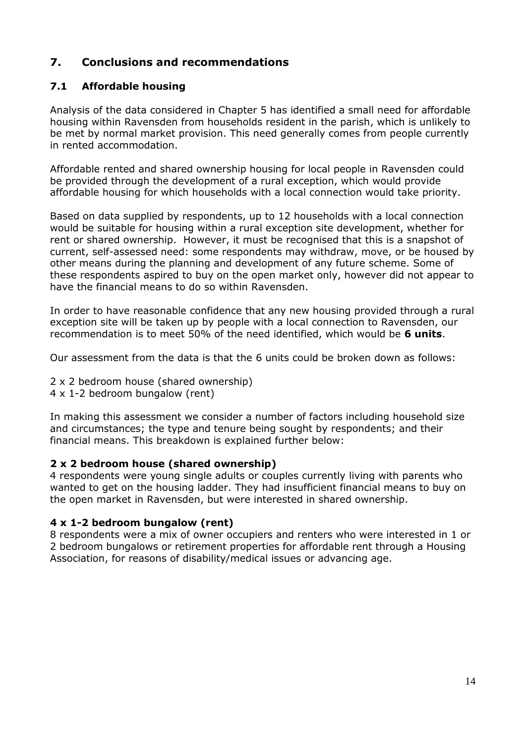## 7. Conclusions and recommendations

### 7.1 Affordable housing

Analysis of the data considered in Chapter 5 has identified a small need for affordable housing within Ravensden from households resident in the parish, which is unlikely to be met by normal market provision. This need generally comes from people currently in rented accommodation.

Affordable rented and shared ownership housing for local people in Ravensden could be provided through the development of a rural exception, which would provide affordable housing for which households with a local connection would take priority.

Based on data supplied by respondents, up to 12 households with a local connection would be suitable for housing within a rural exception site development, whether for rent or shared ownership. However, it must be recognised that this is a snapshot of current, self-assessed need: some respondents may withdraw, move, or be housed by other means during the planning and development of any future scheme. Some of these respondents aspired to buy on the open market only, however did not appear to have the financial means to do so within Ravensden.

In order to have reasonable confidence that any new housing provided through a rural exception site will be taken up by people with a local connection to Ravensden, our recommendation is to meet 50% of the need identified, which would be **6 units**.

Our assessment from the data is that the 6 units could be broken down as follows:

2 x 2 bedroom house (shared ownership)
4 x 1-2 bedroom bungalow (rent)

In making this assessment we consider a number of factors including household size and circumstances; the type and tenure being sought by respondents; and their financial means. This breakdown is explained further below:

**2 x 2 bedroom house (shared ownership)**
4 respondents were young single adults or couples currently living with parents who wanted to get on the housing ladder. They had insufficient financial means to buy on the open market in Ravensden, but were interested in shared ownership.

**4 x 1-2 bedroom bungalow (rent)**
8 respondents were a mix of owner occupiers and renters who were interested in 1 or 2 bedroom bungalows or retirement properties for affordable rent through a Housing Association, for reasons of disability/medical issues or advancing age.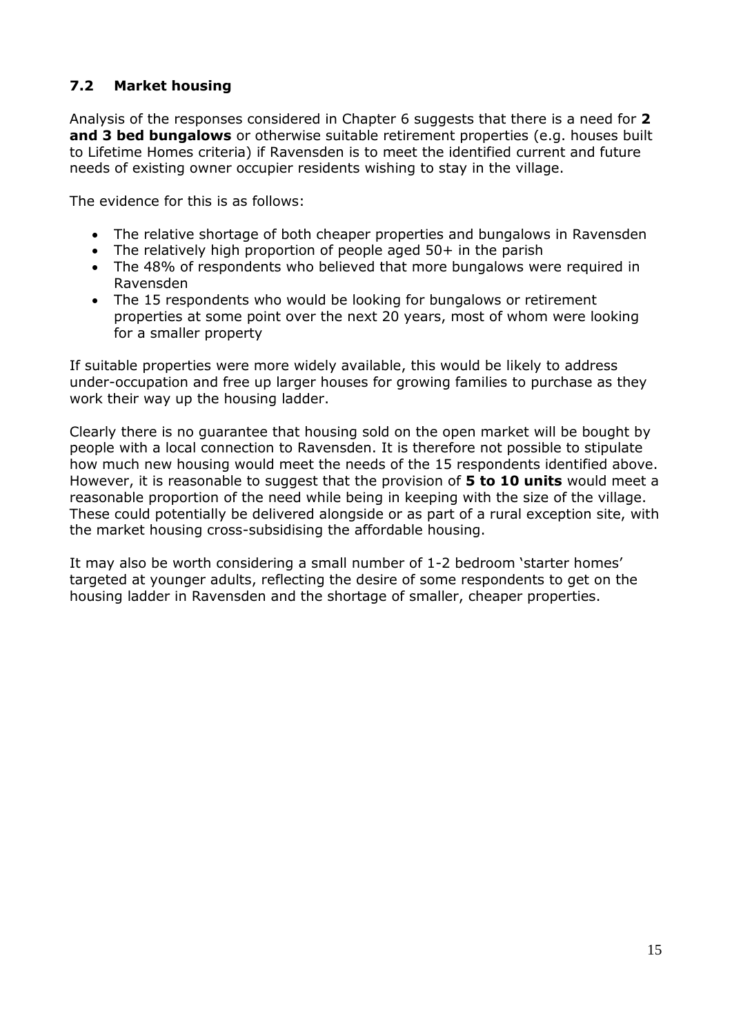## 7.2 Market housing

Analysis of the responses considered in Chapter 6 suggests that there is a need for **2 and 3 bed bungalows** or otherwise suitable retirement properties (e.g. houses built to Lifetime Homes criteria) if Ravensden is to meet the identified current and future needs of existing owner occupier residents wishing to stay in the village.

The evidence for this is as follows:

- The relative shortage of both cheaper properties and bungalows in Ravensden
- The relatively high proportion of people aged 50+ in the parish
- The 48% of respondents who believed that more bungalows were required in Ravensden
- The 15 respondents who would be looking for bungalows or retirement properties at some point over the next 20 years, most of whom were looking for a smaller property

If suitable properties were more widely available, this would be likely to address under-occupation and free up larger houses for growing families to purchase as they work their way up the housing ladder.

Clearly there is no guarantee that housing sold on the open market will be bought by people with a local connection to Ravensden. It is therefore not possible to stipulate how much new housing would meet the needs of the 15 respondents identified above. However, it is reasonable to suggest that the provision of **5 to 10 units** would meet a reasonable proportion of the need while being in keeping with the size of the village. These could potentially be delivered alongside or as part of a rural exception site, with the market housing cross-subsidising the affordable housing.

It may also be worth considering a small number of 1-2 bedroom 'starter homes' targeted at younger adults, reflecting the desire of some respondents to get on the housing ladder in Ravensden and the shortage of smaller, cheaper properties.